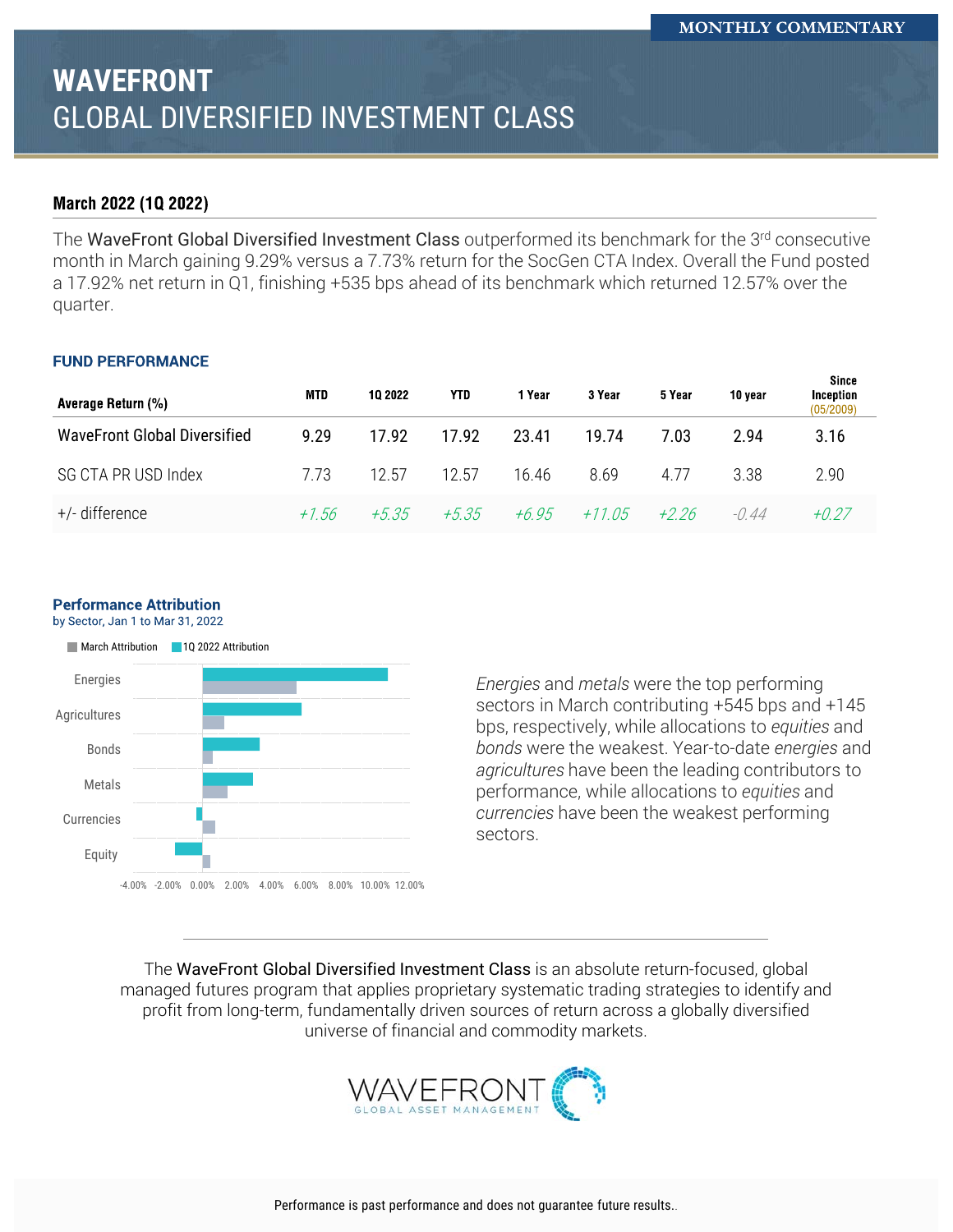MONTHLY COMMENTARY

# WAVEFRONT
# GLOBAL DIVERSIFIED INVESTMENT CLASS

## March 2022 (1Q 2022)

The WaveFront Global Diversified Investment Class outperformed its benchmark for the 3rd consecutive month in March gaining 9.29% versus a 7.73% return for the SocGen CTA Index. Overall the Fund posted a 17.92% net return in Q1, finishing +535 bps ahead of its benchmark which returned 12.57% over the quarter.

### FUND PERFORMANCE

| Average Return (%) | MTD | 1Q 2022 | YTD | 1 Year | 3 Year | 5 Year | 10 year | Since Inception (05/2009) |
|---|---|---|---|---|---|---|---|---|
| WaveFront Global Diversified | 9.29 | 17.92 | 17.92 | 23.41 | 19.74 | 7.03 | 2.94 | 3.16 |
| SG CTA PR USD Index | 7.73 | 12.57 | 12.57 | 16.46 | 8.69 | 4.77 | 3.38 | 2.90 |
| +/- difference | *+1.56* | *+5.35* | *+5.35* | *+6.95* | *+11.05* | *+2.26* | *-0.44* | *+0.27* |

### Performance Attribution

by Sector, Jan 1 to Mar 31, 2022

March Attribution | 1Q 2022 Attribution

Energies, Agricultures, Bonds, Metals, Currencies, Equity

-4.00% -2.00% 0.00% 2.00% 4.00% 6.00% 8.00% 10.00% 12.00%

*Energies* and *metals* were the top performing sectors in March contributing +545 bps and +145 bps, respectively, while allocations to *equities* and *bonds* were the weakest. Year-to-date *energies* and *agricultures* have been the leading contributors to performance, while allocations to *equities* and *currencies* have been the weakest performing sectors.

---

The WaveFront Global Diversified Investment Class is an absolute return-focused, global managed futures program that applies proprietary systematic trading strategies to identify and profit from long-term, fundamentally driven sources of return across a globally diversified universe of financial and commodity markets.

WAVEFRONT
GLOBAL ASSET MANAGEMENT

Performance is past performance and does not guarantee future results..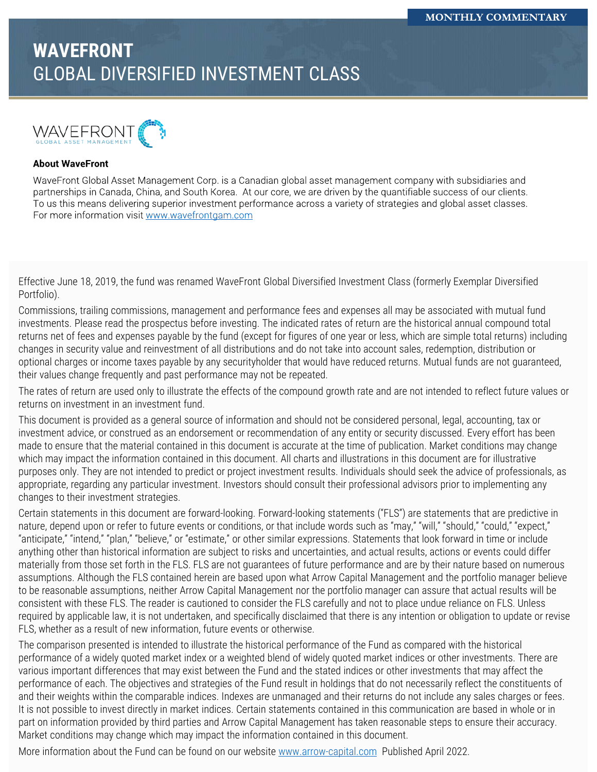MONTHLY COMMENTARY

# WAVEFRONT
## GLOBAL DIVERSIFIED INVESTMENT CLASS

WAVEFRONT
GLOBAL ASSET MANAGEMENT

**About WaveFront**

WaveFront Global Asset Management Corp. is a Canadian global asset management company with subsidiaries and partnerships in Canada, China, and South Korea. At our core, we are driven by the quantifiable success of our clients. To us this means delivering superior investment performance across a variety of strategies and global asset classes. For more information visit [www.wavefrontgam.com](www.wavefrontgam.com)

Effective June 18, 2019, the fund was renamed WaveFront Global Diversified Investment Class (formerly Exemplar Diversified Portfolio).

Commissions, trailing commissions, management and performance fees and expenses all may be associated with mutual fund investments. Please read the prospectus before investing. The indicated rates of return are the historical annual compound total returns net of fees and expenses payable by the fund (except for figures of one year or less, which are simple total returns) including changes in security value and reinvestment of all distributions and do not take into account sales, redemption, distribution or optional charges or income taxes payable by any securityholder that would have reduced returns. Mutual funds are not guaranteed, their values change frequently and past performance may not be repeated.

The rates of return are used only to illustrate the effects of the compound growth rate and are not intended to reflect future values or returns on investment in an investment fund.

This document is provided as a general source of information and should not be considered personal, legal, accounting, tax or investment advice, or construed as an endorsement or recommendation of any entity or security discussed. Every effort has been made to ensure that the material contained in this document is accurate at the time of publication. Market conditions may change which may impact the information contained in this document. All charts and illustrations in this document are for illustrative purposes only. They are not intended to predict or project investment results. Individuals should seek the advice of professionals, as appropriate, regarding any particular investment. Investors should consult their professional advisors prior to implementing any changes to their investment strategies.

Certain statements in this document are forward-looking. Forward-looking statements ("FLS") are statements that are predictive in nature, depend upon or refer to future events or conditions, or that include words such as "may," "will," "should," "could," "expect," "anticipate," "intend," "plan," "believe," or "estimate," or other similar expressions. Statements that look forward in time or include anything other than historical information are subject to risks and uncertainties, and actual results, actions or events could differ materially from those set forth in the FLS. FLS are not guarantees of future performance and are by their nature based on numerous assumptions. Although the FLS contained herein are based upon what Arrow Capital Management and the portfolio manager believe to be reasonable assumptions, neither Arrow Capital Management nor the portfolio manager can assure that actual results will be consistent with these FLS. The reader is cautioned to consider the FLS carefully and not to place undue reliance on FLS. Unless required by applicable law, it is not undertaken, and specifically disclaimed that there is any intention or obligation to update or revise FLS, whether as a result of new information, future events or otherwise.

The comparison presented is intended to illustrate the historical performance of the Fund as compared with the historical performance of a widely quoted market index or a weighted blend of widely quoted market indices or other investments. There are various important differences that may exist between the Fund and the stated indices or other investments that may affect the performance of each. The objectives and strategies of the Fund result in holdings that do not necessarily reflect the constituents of and their weights within the comparable indices. Indexes are unmanaged and their returns do not include any sales charges or fees. It is not possible to invest directly in market indices. Certain statements contained in this communication are based in whole or in part on information provided by third parties and Arrow Capital Management has taken reasonable steps to ensure their accuracy. Market conditions may change which may impact the information contained in this document.

More information about the Fund can be found on our website [www.arrow-capital.com](www.arrow-capital.com) Published April 2022.